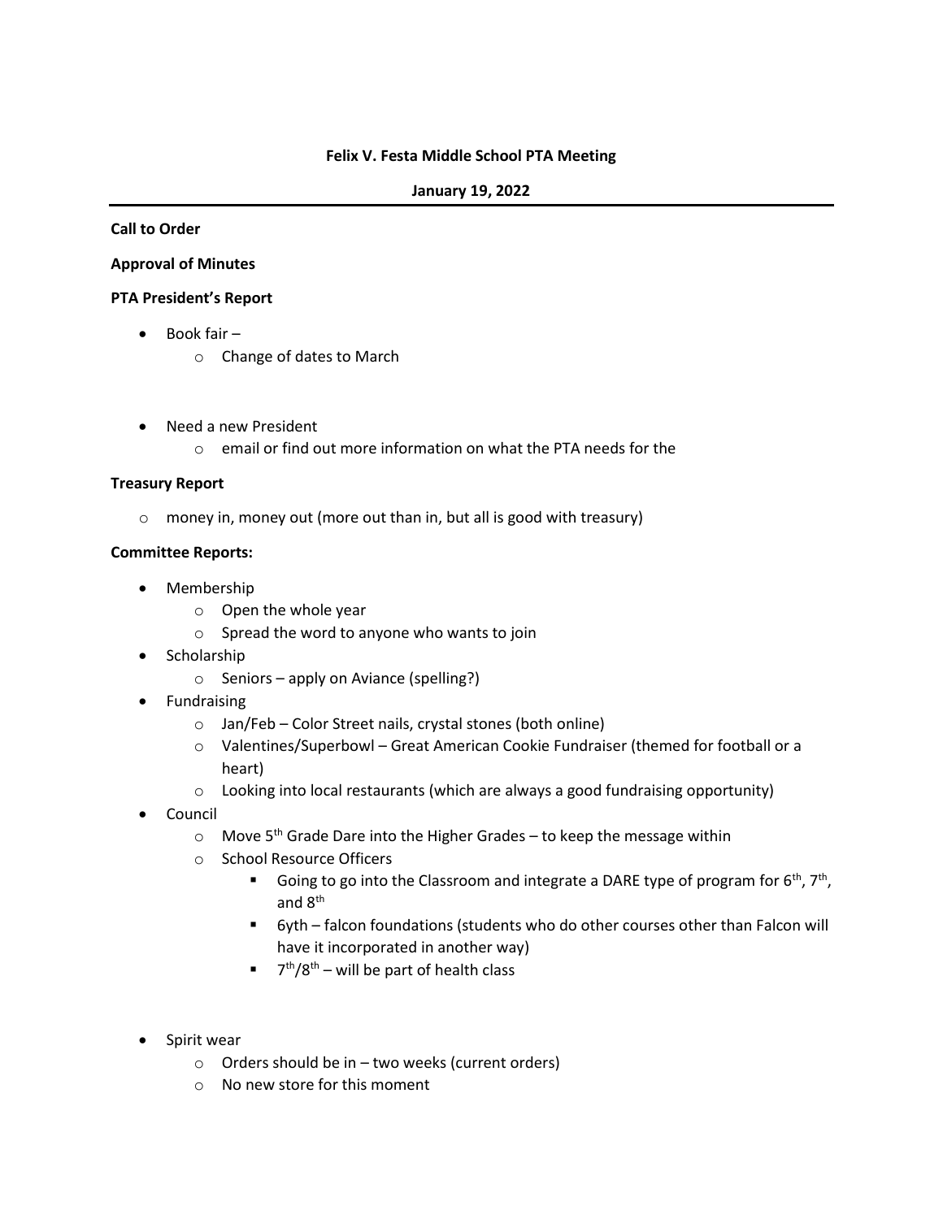**Felix V. Festa Middle School PTA Meeting**

**January 19, 2022**

---

**Call to Order**

**Approval of Minutes**

**PTA President's Report**

- Book fair –
  - Change of dates to March
- Need a new President
  - email or find out more information on what the PTA needs for the

**Treasury Report**

- money in, money out (more out than in, but all is good with treasury)

**Committee Reports:**

- Membership
  - Open the whole year
  - Spread the word to anyone who wants to join
- Scholarship
  - Seniors – apply on Aviance (spelling?)
- Fundraising
  - Jan/Feb – Color Street nails, crystal stones (both online)
  - Valentines/Superbowl – Great American Cookie Fundraiser (themed for football or a heart)
  - Looking into local restaurants (which are always a good fundraising opportunity)
- Council
  - Move 5th Grade Dare into the Higher Grades – to keep the message within
  - School Resource Officers
    - Going to go into the Classroom and integrate a DARE type of program for 6th, 7th, and 8th
    - 6yth – falcon foundations (students who do other courses other than Falcon will have it incorporated in another way)
    - 7th/8th – will be part of health class
- Spirit wear
  - Orders should be in – two weeks (current orders)
  - No new store for this moment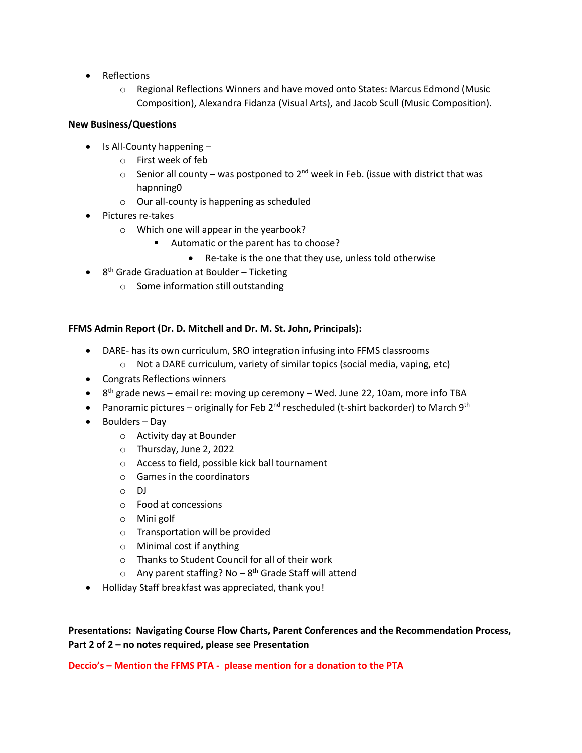- Reflections
  - Regional Reflections Winners and have moved onto States: Marcus Edmond (Music Composition), Alexandra Fidanza (Visual Arts), and Jacob Scull (Music Composition).

**New Business/Questions**

- Is All-County happening –
  - First week of feb
  - Senior all county – was postponed to 2nd week in Feb. (issue with district that was hapnning0
  - Our all-county is happening as scheduled
- Pictures re-takes
  - Which one will appear in the yearbook?
    - Automatic or the parent has to choose?
      - Re-take is the one that they use, unless told otherwise
- 8th Grade Graduation at Boulder – Ticketing
  - Some information still outstanding

**FFMS Admin Report (Dr. D. Mitchell and Dr. M. St. John, Principals):**

- DARE- has its own curriculum, SRO integration infusing into FFMS classrooms
  - Not a DARE curriculum, variety of similar topics (social media, vaping, etc)
- Congrats Reflections winners
- 8th grade news – email re: moving up ceremony – Wed. June 22, 10am, more info TBA
- Panoramic pictures – originally for Feb 2nd rescheduled (t-shirt backorder) to March 9th
- Boulders – Day
  - Activity day at Bounder
  - Thursday, June 2, 2022
  - Access to field, possible kick ball tournament
  - Games in the coordinators
  - DJ
  - Food at concessions
  - Mini golf
  - Transportation will be provided
  - Minimal cost if anything
  - Thanks to Student Council for all of their work
  - Any parent staffing? No – 8th Grade Staff will attend
- Holliday Staff breakfast was appreciated, thank you!

**Presentations: Navigating Course Flow Charts, Parent Conferences and the Recommendation Process, Part 2 of 2 – no notes required, please see Presentation**

**Deccio's – Mention the FFMS PTA - please mention for a donation to the PTA**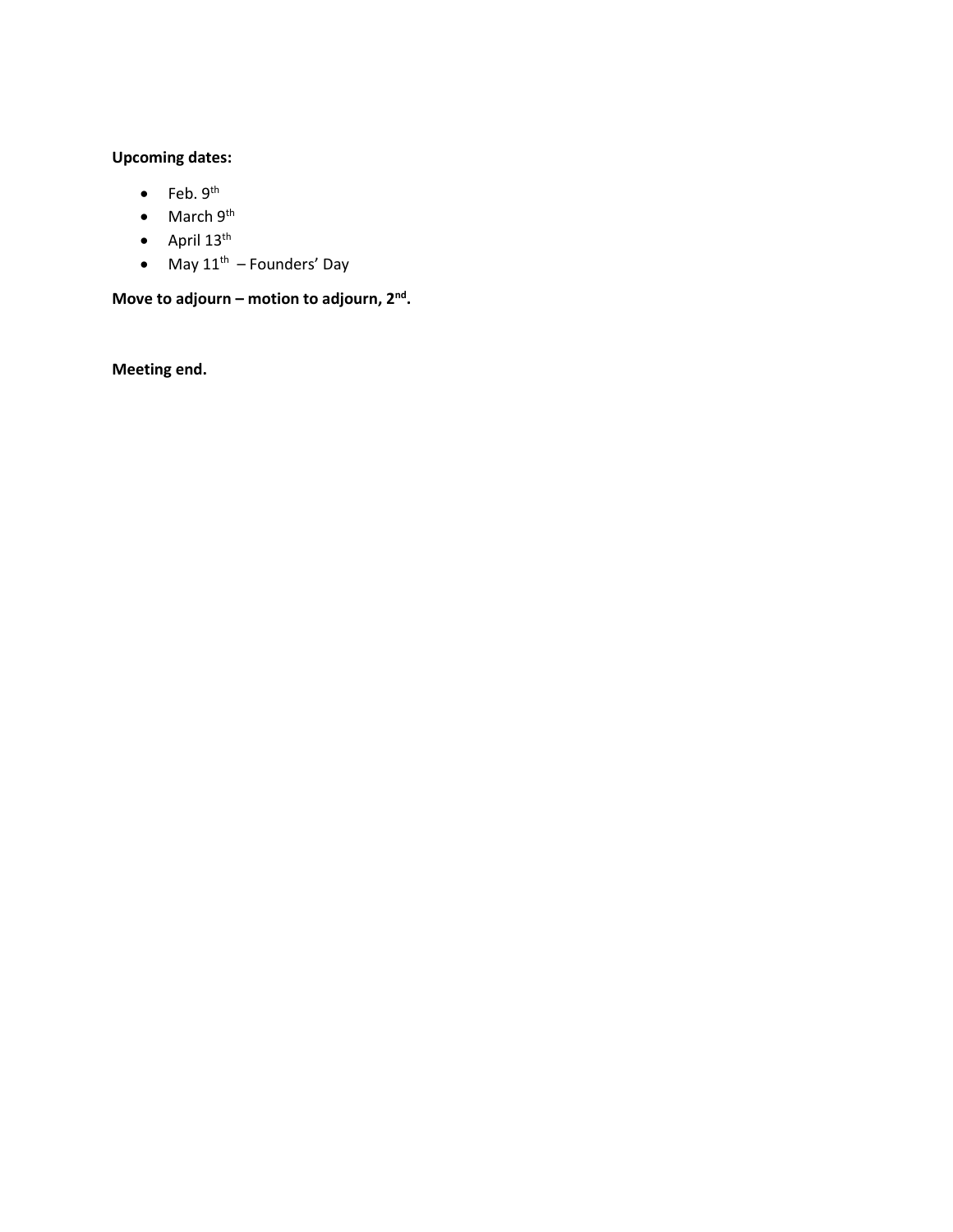**Upcoming dates:**

- Feb. 9th
- March 9th
- April 13th
- May 11th – Founders' Day

**Move to adjourn – motion to adjourn, 2nd.**

**Meeting end.**